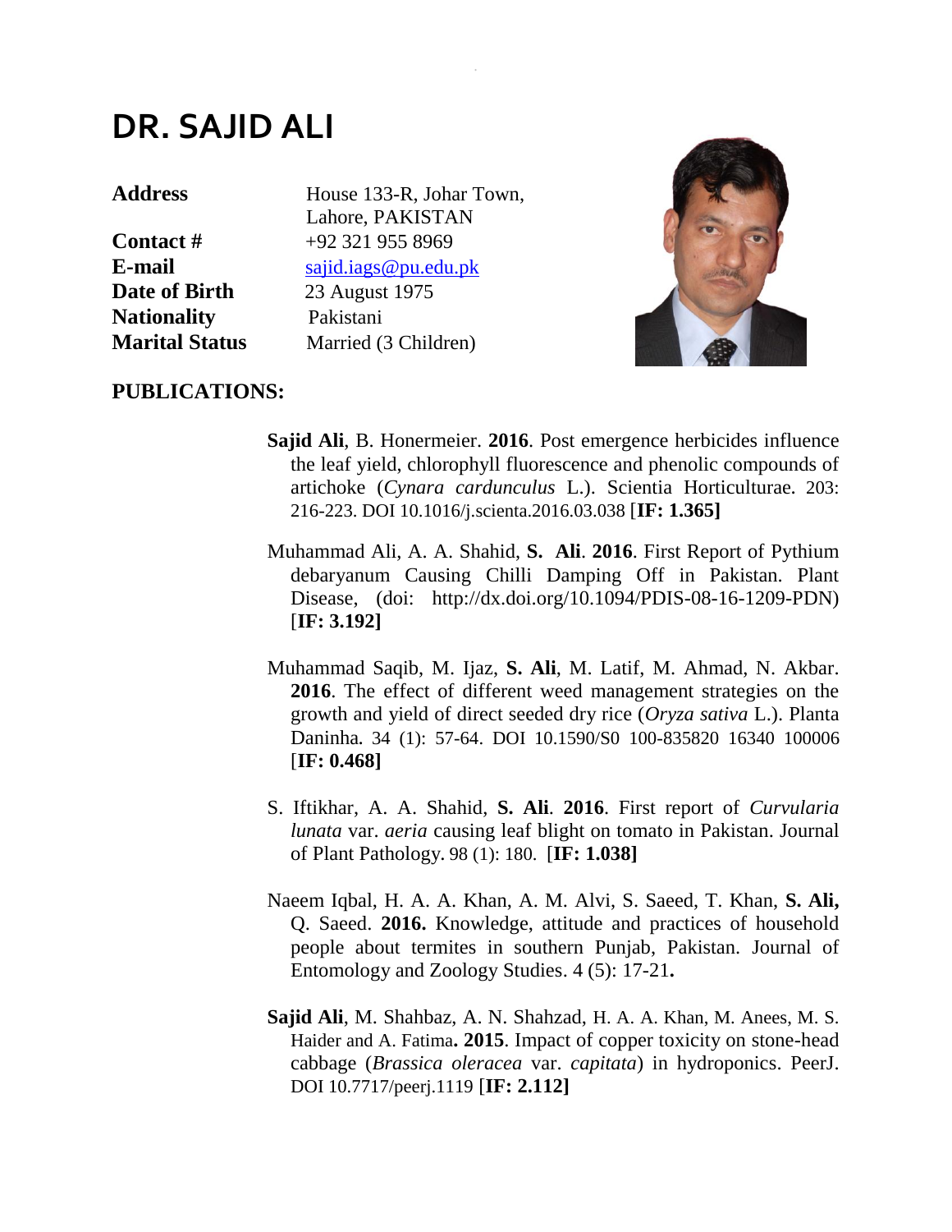# DR. SAJID ALI

| | |
|---|---|
| **Address** | House 133-R, Johar Town, Lahore, PAKISTAN |
| **Contact #** | +92 321 955 8969 |
| **E-mail** | sajid.iags@pu.edu.pk |
| **Date of Birth** | 23 August 1975 |
| **Nationality** | Pakistani |
| **Marital Status** | Married (3 Children) |

## PUBLICATIONS:

**Sajid Ali**, B. Honermeier. **2016**. Post emergence herbicides influence the leaf yield, chlorophyll fluorescence and phenolic compounds of artichoke (*Cynara cardunculus* L.). Scientia Horticulturae. 203: 216-223. DOI 10.1016/j.scienta.2016.03.038 [**IF: 1.365]**

Muhammad Ali, A. A. Shahid, **S. Ali**. **2016**. First Report of Pythium debaryanum Causing Chilli Damping Off in Pakistan. Plant Disease, (doi: http://dx.doi.org/10.1094/PDIS-08-16-1209-PDN) [**IF: 3.192]**

Muhammad Saqib, M. Ijaz, **S. Ali**, M. Latif, M. Ahmad, N. Akbar. **2016**. The effect of different weed management strategies on the growth and yield of direct seeded dry rice (*Oryza sativa* L.). Planta Daninha. 34 (1): 57-64. DOI 10.1590/S0 100-835820 16340 100006 [**IF: 0.468]**

S. Iftikhar, A. A. Shahid, **S. Ali**. **2016**. First report of *Curvularia lunata* var. *aeria* causing leaf blight on tomato in Pakistan. Journal of Plant Pathology. 98 (1): 180. [**IF: 1.038]**

Naeem Iqbal, H. A. A. Khan, A. M. Alvi, S. Saeed, T. Khan, **S. Ali,** Q. Saeed. **2016.** Knowledge, attitude and practices of household people about termites in southern Punjab, Pakistan. Journal of Entomology and Zoology Studies. 4 (5): 17-21**.**

**Sajid Ali**, M. Shahbaz, A. N. Shahzad, H. A. A. Khan, M. Anees, M. S. Haider and A. Fatima**. 2015**. Impact of copper toxicity on stone-head cabbage (*Brassica oleracea* var. *capitata*) in hydroponics. PeerJ. DOI 10.7717/peerj.1119 [**IF: 2.112]**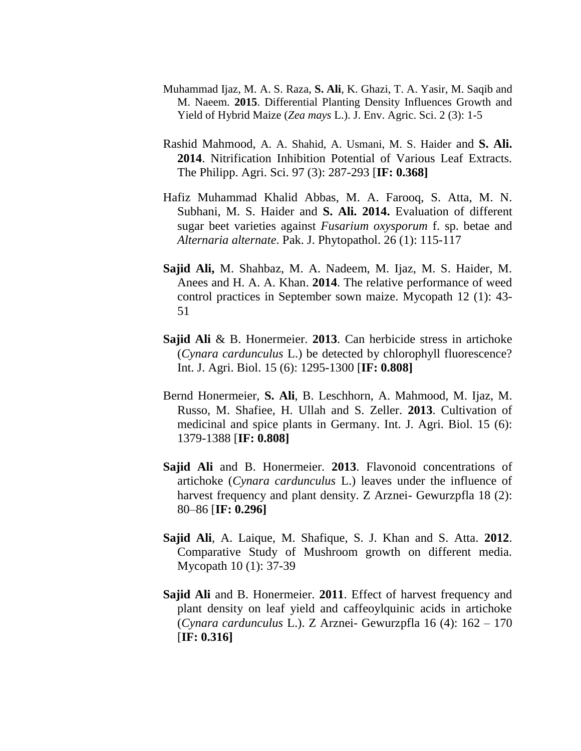Muhammad Ijaz, M. A. S. Raza, **S. Ali**, K. Ghazi, T. A. Yasir, M. Saqib and M. Naeem. **2015**. Differential Planting Density Influences Growth and Yield of Hybrid Maize (*Zea mays* L.). J. Env. Agric. Sci. 2 (3): 1-5

Rashid Mahmood, A. A. Shahid, A. Usmani, M. S. Haider and **S. Ali. 2014**. Nitrification Inhibition Potential of Various Leaf Extracts. The Philipp. Agri. Sci. 97 (3): 287-293 [**IF: 0.368]**

Hafiz Muhammad Khalid Abbas, M. A. Farooq, S. Atta, M. N. Subhani, M. S. Haider and **S. Ali. 2014.** Evaluation of different sugar beet varieties against *Fusarium oxysporum* f. sp. betae and *Alternaria alternate*. Pak. J. Phytopathol. 26 (1): 115-117

**Sajid Ali,** M. Shahbaz, M. A. Nadeem, M. Ijaz, M. S. Haider, M. Anees and H. A. A. Khan. **2014**. The relative performance of weed control practices in September sown maize. Mycopath 12 (1): 43-51

**Sajid Ali** & B. Honermeier. **2013**. Can herbicide stress in artichoke (*Cynara cardunculus* L.) be detected by chlorophyll fluorescence? Int. J. Agri. Biol. 15 (6): 1295-1300 [**IF: 0.808]**

Bernd Honermeier, **S. Ali**, B. Leschhorn, A. Mahmood, M. Ijaz, M. Russo, M. Shafiee, H. Ullah and S. Zeller. **2013**. Cultivation of medicinal and spice plants in Germany. Int. J. Agri. Biol. 15 (6): 1379-1388 [**IF: 0.808]**

**Sajid Ali** and B. Honermeier. **2013**. Flavonoid concentrations of artichoke (*Cynara cardunculus* L.) leaves under the influence of harvest frequency and plant density. Z Arznei- Gewurzpfla 18 (2): 80–86 [**IF: 0.296]**

**Sajid Ali**, A. Laique, M. Shafique, S. J. Khan and S. Atta. **2012**. Comparative Study of Mushroom growth on different media. Mycopath 10 (1): 37-39

**Sajid Ali** and B. Honermeier. **2011**. Effect of harvest frequency and plant density on leaf yield and caffeoylquinic acids in artichoke (*Cynara cardunculus* L.). Z Arznei- Gewurzpfla 16 (4): 162 – 170 [**IF: 0.316]**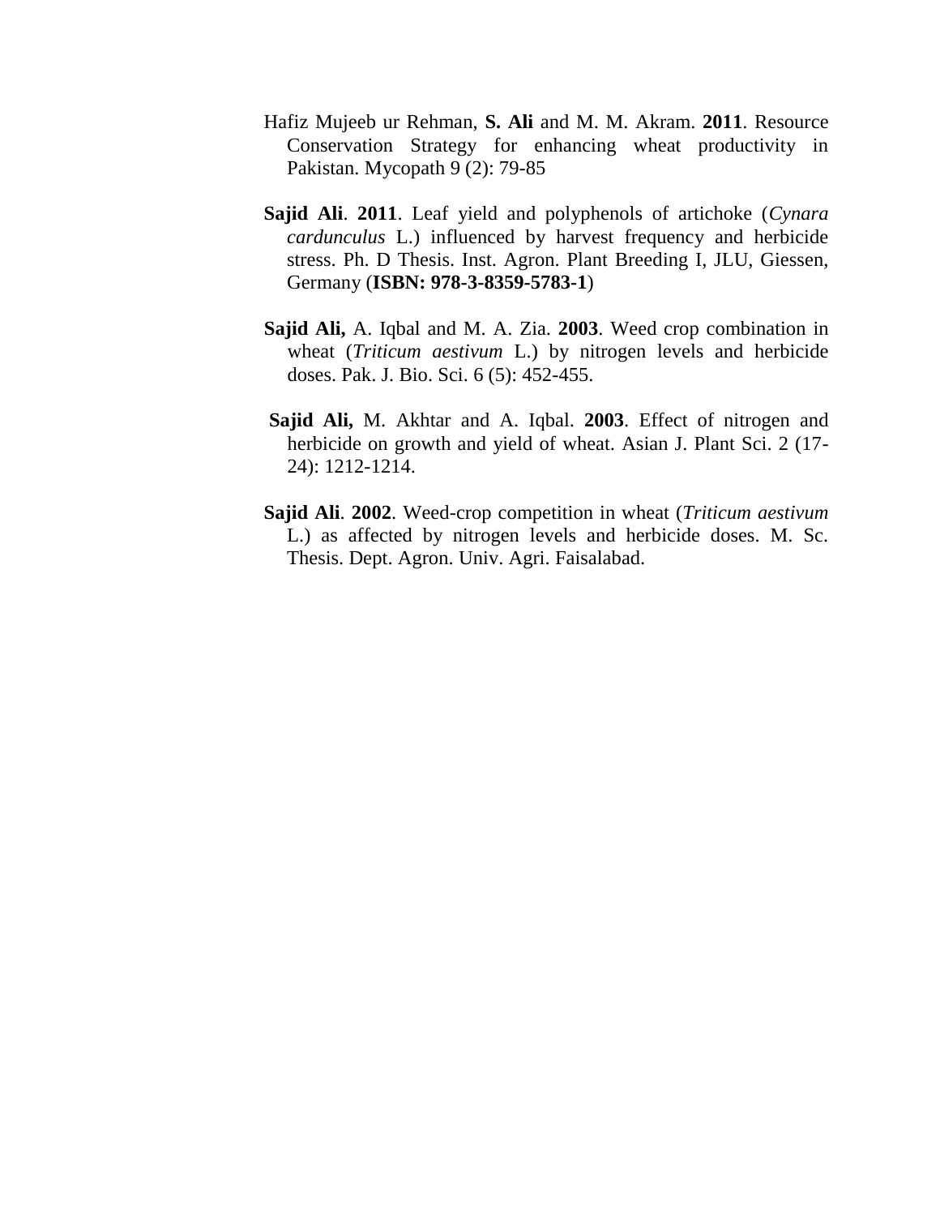Hafiz Mujeeb ur Rehman, **S. Ali** and M. M. Akram. **2011**. Resource Conservation Strategy for enhancing wheat productivity in Pakistan. Mycopath 9 (2): 79-85

**Sajid Ali**. **2011**. Leaf yield and polyphenols of artichoke (*Cynara cardunculus* L.) influenced by harvest frequency and herbicide stress. Ph. D Thesis. Inst. Agron. Plant Breeding I, JLU, Giessen, Germany (**ISBN: 978-3-8359-5783-1**)

**Sajid Ali,** A. Iqbal and M. A. Zia. **2003**. Weed crop combination in wheat (*Triticum aestivum* L.) by nitrogen levels and herbicide doses. Pak. J. Bio. Sci. 6 (5): 452-455.

**Sajid Ali,** M. Akhtar and A. Iqbal. **2003**. Effect of nitrogen and herbicide on growth and yield of wheat. Asian J. Plant Sci. 2 (17-24): 1212-1214.

**Sajid Ali**. **2002**. Weed-crop competition in wheat (*Triticum aestivum* L.) as affected by nitrogen levels and herbicide doses. M. Sc. Thesis. Dept. Agron. Univ. Agri. Faisalabad.